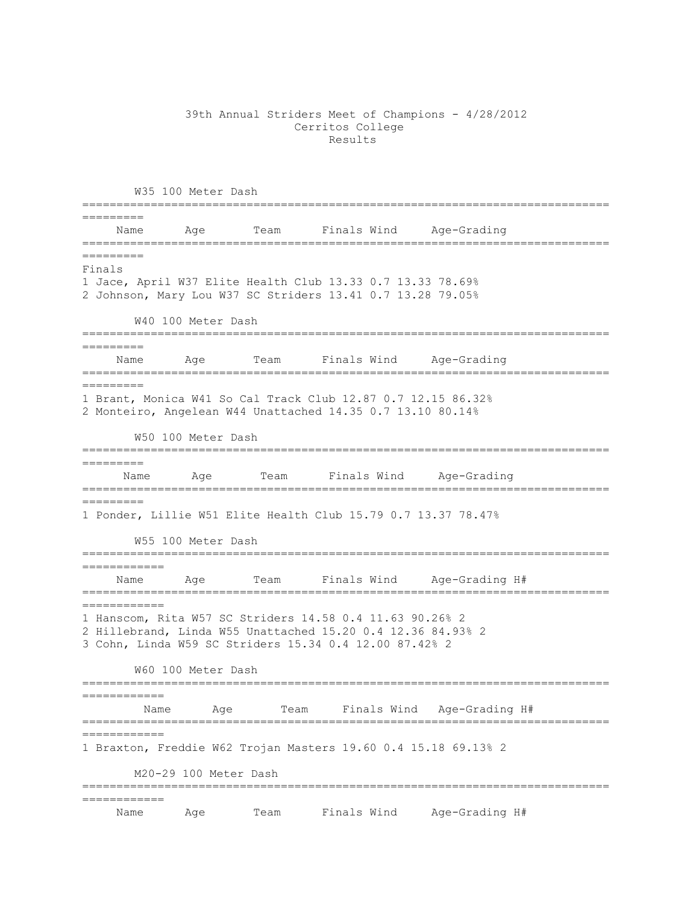# 39th Annual Striders Meet of Champions - 4/28/2012
## Cerritos College
## Results

### W35 100 Meter Dash

Finals

| Place | Name | Age | Team | Finals | Wind | Age-Grading | |
|---|---|---|---|---|---|---|---|
| 1 | Jace, April | W37 | Elite Health Club | 13.33 | 0.7 | 13.33 | 78.69% |
| 2 | Johnson, Mary Lou | W37 | SC Striders | 13.41 | 0.7 | 13.28 | 79.05% |

### W40 100 Meter Dash

| Place | Name | Age | Team | Finals | Wind | Age-Grading | |
|---|---|---|---|---|---|---|---|
| 1 | Brant, Monica | W41 | So Cal Track Club | 12.87 | 0.7 | 12.15 | 86.32% |
| 2 | Monteiro, Angelean | W44 | Unattached | 14.35 | 0.7 | 13.10 | 80.14% |

### W50 100 Meter Dash

| Place | Name | Age | Team | Finals | Wind | Age-Grading | |
|---|---|---|---|---|---|---|---|
| 1 | Ponder, Lillie | W51 | Elite Health Club | 15.79 | 0.7 | 13.37 | 78.47% |

### W55 100 Meter Dash

| Place | Name | Age | Team | Finals | Wind | Age-Grading | | H# |
|---|---|---|---|---|---|---|---|---|
| 1 | Hanscom, Rita | W57 | SC Striders | 14.58 | 0.4 | 11.63 | 90.26% | 2 |
| 2 | Hillebrand, Linda | W55 | Unattached | 15.20 | 0.4 | 12.36 | 84.93% | 2 |
| 3 | Cohn, Linda | W59 | SC Striders | 15.34 | 0.4 | 12.00 | 87.42% | 2 |

### W60 100 Meter Dash

| Place | Name | Age | Team | Finals | Wind | Age-Grading | | H# |
|---|---|---|---|---|---|---|---|---|
| 1 | Braxton, Freddie | W62 | Trojan Masters | 19.60 | 0.4 | 15.18 | 69.13% | 2 |

### M20-29 100 Meter Dash

| Name | Age | Team | Finals | Wind | Age-Grading | H# |
|---|---|---|---|---|---|---|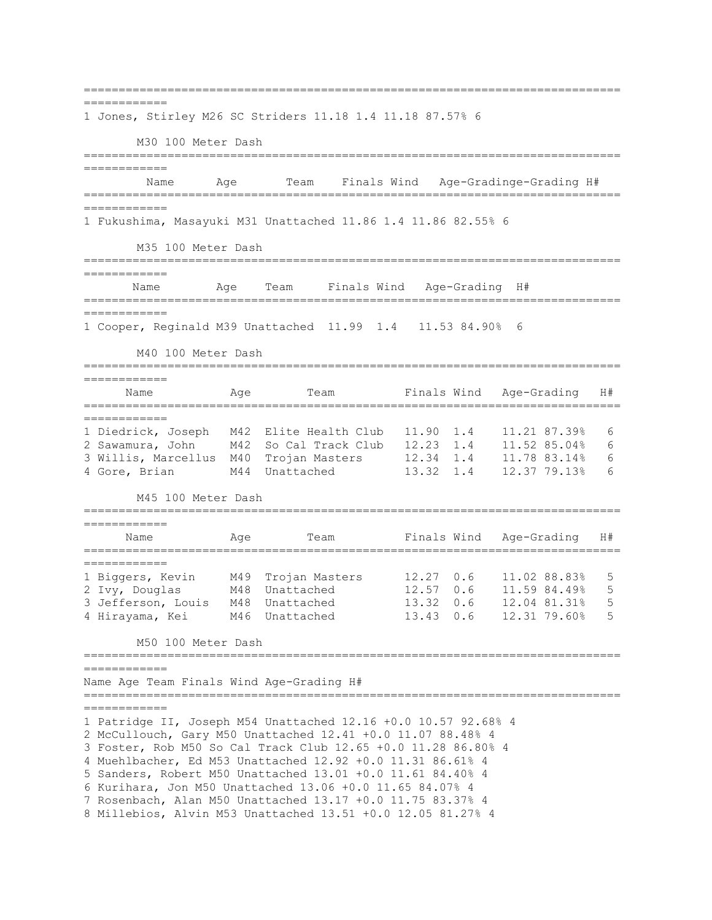| Place | Name | Age | Team | Finals | Wind | Age-Grading | | H# |
|---|---|---|---|---|---|---|---|---|
| 1 | Jones, Stirley | M26 | SC Striders | 11.18 | 1.4 | 11.18 | 87.57% | 6 |

## M30 100 Meter Dash

| Place | Name | Age | Team | Finals | Wind | Age-Grading | | H# |
|---|---|---|---|---|---|---|---|---|
| 1 | Fukushima, Masayuki | M31 | Unattached | 11.86 | 1.4 | 11.86 | 82.55% | 6 |

## M35 100 Meter Dash

| Place | Name | Age | Team | Finals | Wind | Age-Grading | | H# |
|---|---|---|---|---|---|---|---|---|
| 1 | Cooper, Reginald | M39 | Unattached | 11.99 | 1.4 | 11.53 | 84.90% | 6 |

## M40 100 Meter Dash

| Place | Name | Age | Team | Finals | Wind | Age-Grading | | H# |
|---|---|---|---|---|---|---|---|---|
| 1 | Diedrick, Joseph | M42 | Elite Health Club | 11.90 | 1.4 | 11.21 | 87.39% | 6 |
| 2 | Sawamura, John | M42 | So Cal Track Club | 12.23 | 1.4 | 11.52 | 85.04% | 6 |
| 3 | Willis, Marcellus | M40 | Trojan Masters | 12.34 | 1.4 | 11.78 | 83.14% | 6 |
| 4 | Gore, Brian | M44 | Unattached | 13.32 | 1.4 | 12.37 | 79.13% | 6 |

## M45 100 Meter Dash

| Place | Name | Age | Team | Finals | Wind | Age-Grading | | H# |
|---|---|---|---|---|---|---|---|---|
| 1 | Biggers, Kevin | M49 | Trojan Masters | 12.27 | 0.6 | 11.02 | 88.83% | 5 |
| 2 | Ivy, Douglas | M48 | Unattached | 12.57 | 0.6 | 11.59 | 84.49% | 5 |
| 3 | Jefferson, Louis | M48 | Unattached | 13.32 | 0.6 | 12.04 | 81.31% | 5 |
| 4 | Hirayama, Kei | M46 | Unattached | 13.43 | 0.6 | 12.31 | 79.60% | 5 |

## M50 100 Meter Dash

| Place | Name | Age | Team | Finals | Wind | Age-Grading | | H# |
|---|---|---|---|---|---|---|---|---|
| 1 | Patridge II, Joseph | M54 | Unattached | 12.16 | +0.0 | 10.57 | 92.68% | 4 |
| 2 | McCullouch, Gary | M50 | Unattached | 12.41 | +0.0 | 11.07 | 88.48% | 4 |
| 3 | Foster, Rob | M50 | So Cal Track Club | 12.65 | +0.0 | 11.28 | 86.80% | 4 |
| 4 | Muehlbacher, Ed | M53 | Unattached | 12.92 | +0.0 | 11.31 | 86.61% | 4 |
| 5 | Sanders, Robert | M50 | Unattached | 13.01 | +0.0 | 11.61 | 84.40% | 4 |
| 6 | Kurihara, Jon | M50 | Unattached | 13.06 | +0.0 | 11.65 | 84.07% | 4 |
| 7 | Rosenbach, Alan | M50 | Unattached | 13.17 | +0.0 | 11.75 | 83.37% | 4 |
| 8 | Millebios, Alvin | M53 | Unattached | 13.51 | +0.0 | 12.05 | 81.27% | 4 |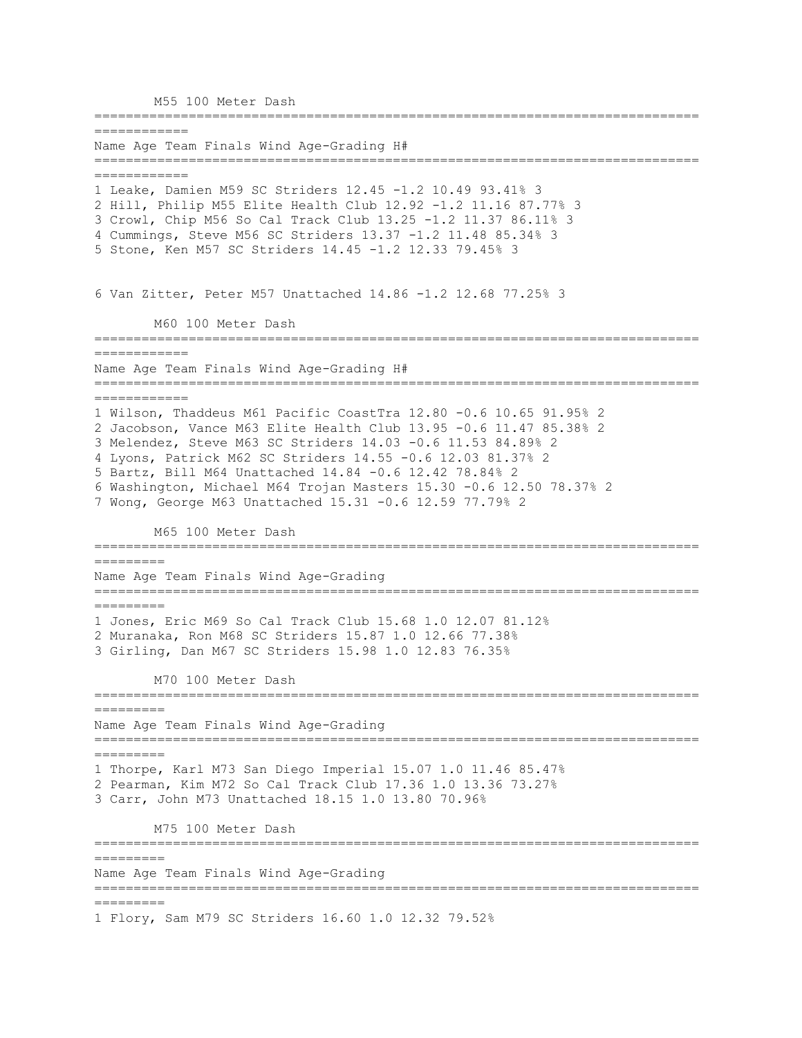## M55 100 Meter Dash

| Place | Name | Age | Team | Finals | Wind | Age-Grading | | H# |
|---|---|---|---|---|---|---|---|---|
| 1 | Leake, Damien | M59 | SC Striders | 12.45 | -1.2 | 10.49 | 93.41% | 3 |
| 2 | Hill, Philip | M55 | Elite Health Club | 12.92 | -1.2 | 11.16 | 87.77% | 3 |
| 3 | Crowl, Chip | M56 | So Cal Track Club | 13.25 | -1.2 | 11.37 | 86.11% | 3 |
| 4 | Cummings, Steve | M56 | SC Striders | 13.37 | -1.2 | 11.48 | 85.34% | 3 |
| 5 | Stone, Ken | M57 | SC Striders | 14.45 | -1.2 | 12.33 | 79.45% | 3 |
| 6 | Van Zitter, Peter | M57 | Unattached | 14.86 | -1.2 | 12.68 | 77.25% | 3 |

## M60 100 Meter Dash

| Place | Name | Age | Team | Finals | Wind | Age-Grading | | H# |
|---|---|---|---|---|---|---|---|---|
| 1 | Wilson, Thaddeus | M61 | Pacific CoastTra | 12.80 | -0.6 | 10.65 | 91.95% | 2 |
| 2 | Jacobson, Vance | M63 | Elite Health Club | 13.95 | -0.6 | 11.47 | 85.38% | 2 |
| 3 | Melendez, Steve | M63 | SC Striders | 14.03 | -0.6 | 11.53 | 84.89% | 2 |
| 4 | Lyons, Patrick | M62 | SC Striders | 14.55 | -0.6 | 12.03 | 81.37% | 2 |
| 5 | Bartz, Bill | M64 | Unattached | 14.84 | -0.6 | 12.42 | 78.84% | 2 |
| 6 | Washington, Michael | M64 | Trojan Masters | 15.30 | -0.6 | 12.50 | 78.37% | 2 |
| 7 | Wong, George | M63 | Unattached | 15.31 | -0.6 | 12.59 | 77.79% | 2 |

## M65 100 Meter Dash

| Place | Name | Age | Team | Finals | Wind | Age-Grading | |
|---|---|---|---|---|---|---|---|
| 1 | Jones, Eric | M69 | So Cal Track Club | 15.68 | 1.0 | 12.07 | 81.12% |
| 2 | Muranaka, Ron | M68 | SC Striders | 15.87 | 1.0 | 12.66 | 77.38% |
| 3 | Girling, Dan | M67 | SC Striders | 15.98 | 1.0 | 12.83 | 76.35% |

## M70 100 Meter Dash

| Place | Name | Age | Team | Finals | Wind | Age-Grading | |
|---|---|---|---|---|---|---|---|
| 1 | Thorpe, Karl | M73 | San Diego Imperial | 15.07 | 1.0 | 11.46 | 85.47% |
| 2 | Pearman, Kim | M72 | So Cal Track Club | 17.36 | 1.0 | 13.36 | 73.27% |
| 3 | Carr, John | M73 | Unattached | 18.15 | 1.0 | 13.80 | 70.96% |

## M75 100 Meter Dash

| Place | Name | Age | Team | Finals | Wind | Age-Grading | |
|---|---|---|---|---|---|---|---|
| 1 | Flory, Sam | M79 | SC Striders | 16.60 | 1.0 | 12.32 | 79.52% |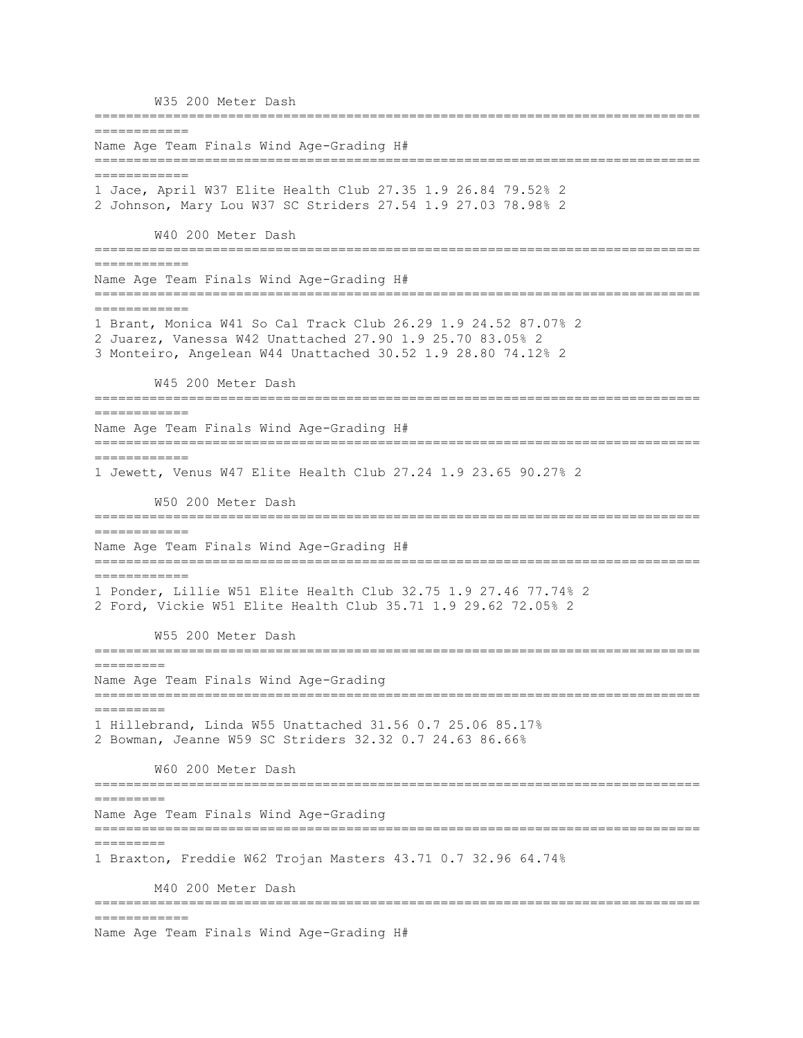### W35 200 Meter Dash

| Place | Name | Age | Team | Finals | Wind | | Age-Grading | H# |
|---|---|---|---|---|---|---|---|---|
| 1 | Jace, April | W37 | Elite Health Club | 27.35 | 1.9 | 26.84 | 79.52% | 2 |
| 2 | Johnson, Mary Lou | W37 | SC Striders | 27.54 | 1.9 | 27.03 | 78.98% | 2 |

### W40 200 Meter Dash

| Place | Name | Age | Team | Finals | Wind | | Age-Grading | H# |
|---|---|---|---|---|---|---|---|---|
| 1 | Brant, Monica | W41 | So Cal Track Club | 26.29 | 1.9 | 24.52 | 87.07% | 2 |
| 2 | Juarez, Vanessa | W42 | Unattached | 27.90 | 1.9 | 25.70 | 83.05% | 2 |
| 3 | Monteiro, Angelean | W44 | Unattached | 30.52 | 1.9 | 28.80 | 74.12% | 2 |

### W45 200 Meter Dash

| Place | Name | Age | Team | Finals | Wind | | Age-Grading | H# |
|---|---|---|---|---|---|---|---|---|
| 1 | Jewett, Venus | W47 | Elite Health Club | 27.24 | 1.9 | 23.65 | 90.27% | 2 |

### W50 200 Meter Dash

| Place | Name | Age | Team | Finals | Wind | | Age-Grading | H# |
|---|---|---|---|---|---|---|---|---|
| 1 | Ponder, Lillie | W51 | Elite Health Club | 32.75 | 1.9 | 27.46 | 77.74% | 2 |
| 2 | Ford, Vickie | W51 | Elite Health Club | 35.71 | 1.9 | 29.62 | 72.05% | 2 |

### W55 200 Meter Dash

| Place | Name | Age | Team | Finals | Wind | | Age-Grading |
|---|---|---|---|---|---|---|---|
| 1 | Hillebrand, Linda | W55 | Unattached | 31.56 | 0.7 | 25.06 | 85.17% |
| 2 | Bowman, Jeanne | W59 | SC Striders | 32.32 | 0.7 | 24.63 | 86.66% |

### W60 200 Meter Dash

| Place | Name | Age | Team | Finals | Wind | | Age-Grading |
|---|---|---|---|---|---|---|---|
| 1 | Braxton, Freddie | W62 | Trojan Masters | 43.71 | 0.7 | 32.96 | 64.74% |

### M40 200 Meter Dash

| Name | Age | Team | Finals | Wind | Age-Grading | H# |
|---|---|---|---|---|---|---|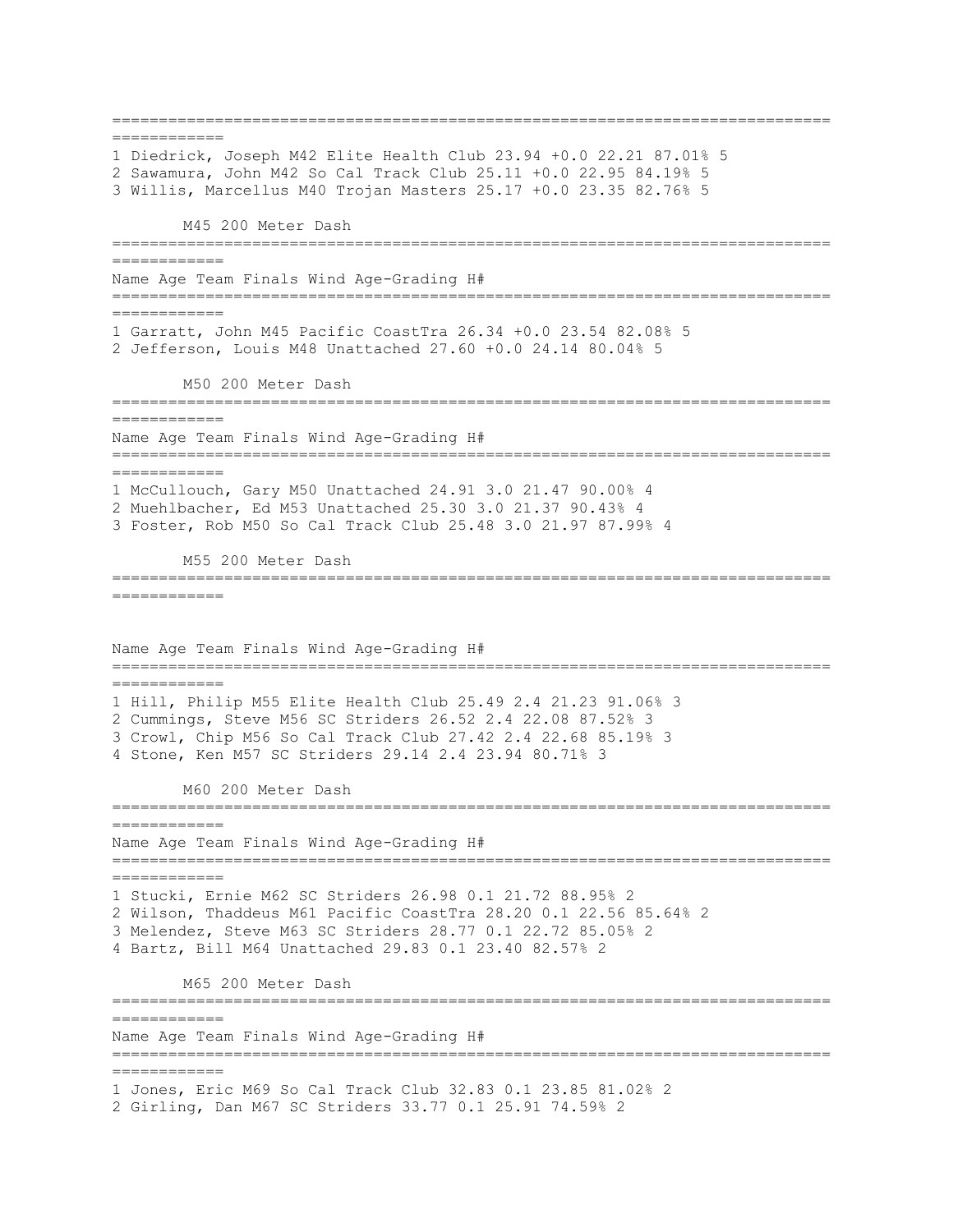| Place | Name | Age | Team | Finals | Wind | Age-Grading | | H# |
|---|---|---|---|---|---|---|---|---|
| 1 | Diedrick, Joseph | M42 | Elite Health Club | 23.94 | +0.0 | 22.21 | 87.01% | 5 |
| 2 | Sawamura, John | M42 | So Cal Track Club | 25.11 | +0.0 | 22.95 | 84.19% | 5 |
| 3 | Willis, Marcellus | M40 | Trojan Masters | 25.17 | +0.0 | 23.35 | 82.76% | 5 |

## M45 200 Meter Dash

| Place | Name | Age | Team | Finals | Wind | Age-Grading | | H# |
|---|---|---|---|---|---|---|---|---|
| 1 | Garratt, John | M45 | Pacific CoastTra | 26.34 | +0.0 | 23.54 | 82.08% | 5 |
| 2 | Jefferson, Louis | M48 | Unattached | 27.60 | +0.0 | 24.14 | 80.04% | 5 |

## M50 200 Meter Dash

| Place | Name | Age | Team | Finals | Wind | Age-Grading | | H# |
|---|---|---|---|---|---|---|---|---|
| 1 | McCullouch, Gary | M50 | Unattached | 24.91 | 3.0 | 21.47 | 90.00% | 4 |
| 2 | Muehlbacher, Ed | M53 | Unattached | 25.30 | 3.0 | 21.37 | 90.43% | 4 |
| 3 | Foster, Rob | M50 | So Cal Track Club | 25.48 | 3.0 | 21.97 | 87.99% | 4 |

## M55 200 Meter Dash

| Place | Name | Age | Team | Finals | Wind | Age-Grading | | H# |
|---|---|---|---|---|---|---|---|---|
| 1 | Hill, Philip | M55 | Elite Health Club | 25.49 | 2.4 | 21.23 | 91.06% | 3 |
| 2 | Cummings, Steve | M56 | SC Striders | 26.52 | 2.4 | 22.08 | 87.52% | 3 |
| 3 | Crowl, Chip | M56 | So Cal Track Club | 27.42 | 2.4 | 22.68 | 85.19% | 3 |
| 4 | Stone, Ken | M57 | SC Striders | 29.14 | 2.4 | 23.94 | 80.71% | 3 |

## M60 200 Meter Dash

| Place | Name | Age | Team | Finals | Wind | Age-Grading | | H# |
|---|---|---|---|---|---|---|---|---|
| 1 | Stucki, Ernie | M62 | SC Striders | 26.98 | 0.1 | 21.72 | 88.95% | 2 |
| 2 | Wilson, Thaddeus | M61 | Pacific CoastTra | 28.20 | 0.1 | 22.56 | 85.64% | 2 |
| 3 | Melendez, Steve | M63 | SC Striders | 28.77 | 0.1 | 22.72 | 85.05% | 2 |
| 4 | Bartz, Bill | M64 | Unattached | 29.83 | 0.1 | 23.40 | 82.57% | 2 |

## M65 200 Meter Dash

| Place | Name | Age | Team | Finals | Wind | Age-Grading | | H# |
|---|---|---|---|---|---|---|---|---|
| 1 | Jones, Eric | M69 | So Cal Track Club | 32.83 | 0.1 | 23.85 | 81.02% | 2 |
| 2 | Girling, Dan | M67 | SC Striders | 33.77 | 0.1 | 25.91 | 74.59% | 2 |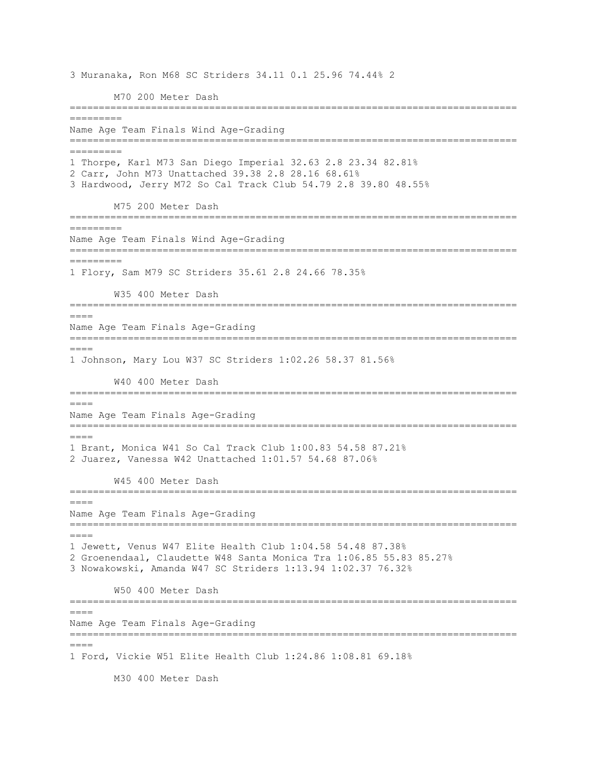3 Muranaka, Ron M68 SC Striders 34.11 0.1 25.96 74.44% 2

### M70 200 Meter Dash

| Place | Name | Age | Team | Finals | Wind | Age-Grading | |
|---|---|---|---|---|---|---|---|
| 1 | Thorpe, Karl | M73 | San Diego Imperial | 32.63 | 2.8 | 23.34 | 82.81% |
| 2 | Carr, John | M73 | Unattached | 39.38 | 2.8 | 28.16 | 68.61% |
| 3 | Hardwood, Jerry | M72 | So Cal Track Club | 54.79 | 2.8 | 39.80 | 48.55% |

### M75 200 Meter Dash

| Place | Name | Age | Team | Finals | Wind | Age-Grading | |
|---|---|---|---|---|---|---|---|
| 1 | Flory, Sam | M79 | SC Striders | 35.61 | 2.8 | 24.66 | 78.35% |

### W35 400 Meter Dash

| Place | Name | Age | Team | Finals | Age-Grading | |
|---|---|---|---|---|---|---|
| 1 | Johnson, Mary Lou | W37 | SC Striders | 1:02.26 | 58.37 | 81.56% |

### W40 400 Meter Dash

| Place | Name | Age | Team | Finals | Age-Grading | |
|---|---|---|---|---|---|---|
| 1 | Brant, Monica | W41 | So Cal Track Club | 1:00.83 | 54.58 | 87.21% |
| 2 | Juarez, Vanessa | W42 | Unattached | 1:01.57 | 54.68 | 87.06% |

### W45 400 Meter Dash

| Place | Name | Age | Team | Finals | Age-Grading | |
|---|---|---|---|---|---|---|
| 1 | Jewett, Venus | W47 | Elite Health Club | 1:04.58 | 54.48 | 87.38% |
| 2 | Groenendaal, Claudette | W48 | Santa Monica Tra | 1:06.85 | 55.83 | 85.27% |
| 3 | Nowakowski, Amanda | W47 | SC Striders | 1:13.94 | 1:02.37 | 76.32% |

### W50 400 Meter Dash

| Place | Name | Age | Team | Finals | Age-Grading | |
|---|---|---|---|---|---|---|
| 1 | Ford, Vickie | W51 | Elite Health Club | 1:24.86 | 1:08.81 | 69.18% |

### M30 400 Meter Dash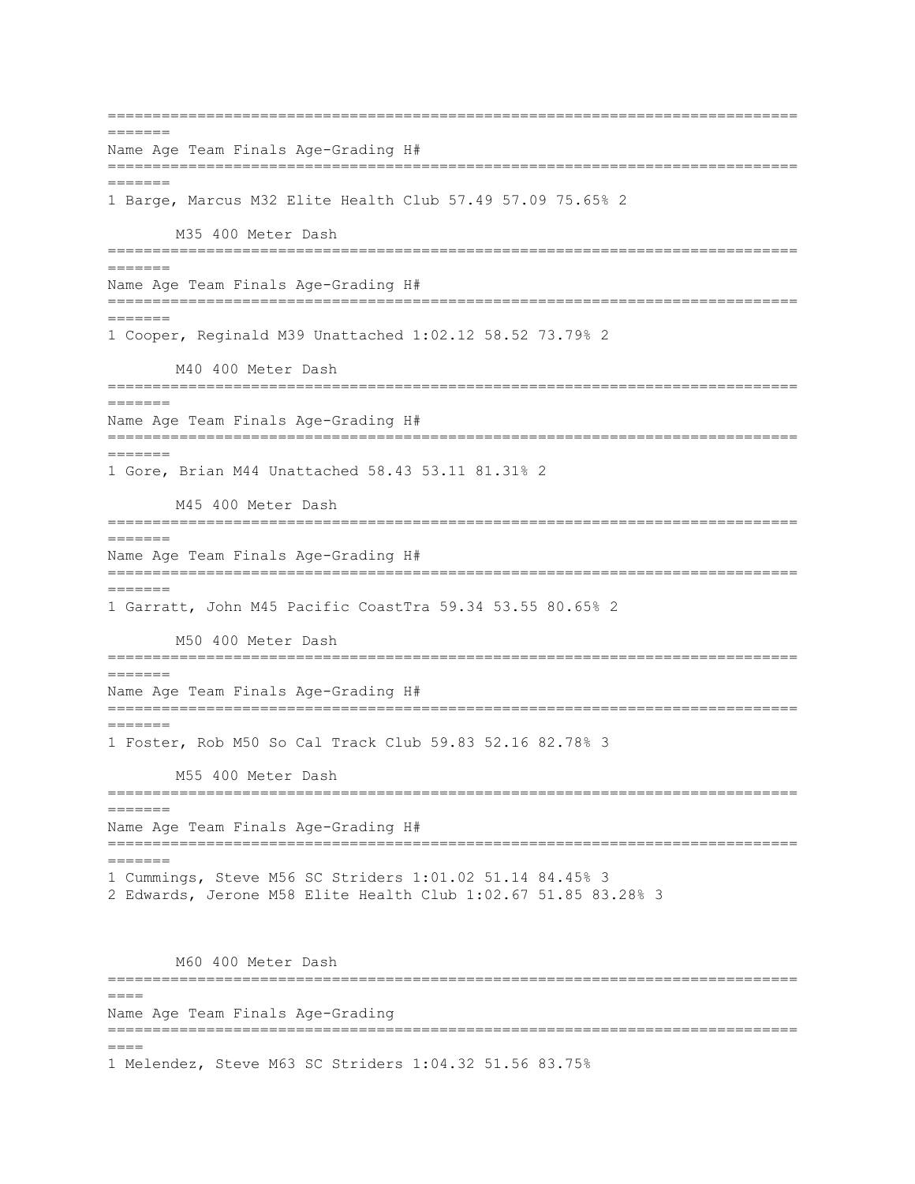| Name | Age | Team | Finals | Age-Grading | | H# |
|---|---|---|---|---|---|---|
| 1 Barge, Marcus | M32 | Elite Health Club | 57.49 | 57.09 | 75.65% | 2 |

## M35 400 Meter Dash

| Name | Age | Team | Finals | Age-Grading | | H# |
|---|---|---|---|---|---|---|
| 1 Cooper, Reginald | M39 | Unattached | 1:02.12 | 58.52 | 73.79% | 2 |

## M40 400 Meter Dash

| Name | Age | Team | Finals | Age-Grading | | H# |
|---|---|---|---|---|---|---|
| 1 Gore, Brian | M44 | Unattached | 58.43 | 53.11 | 81.31% | 2 |

## M45 400 Meter Dash

| Name | Age | Team | Finals | Age-Grading | | H# |
|---|---|---|---|---|---|---|
| 1 Garratt, John | M45 | Pacific CoastTra | 59.34 | 53.55 | 80.65% | 2 |

## M50 400 Meter Dash

| Name | Age | Team | Finals | Age-Grading | | H# |
|---|---|---|---|---|---|---|
| 1 Foster, Rob | M50 | So Cal Track Club | 59.83 | 52.16 | 82.78% | 3 |

## M55 400 Meter Dash

| Name | Age | Team | Finals | Age-Grading | | H# |
|---|---|---|---|---|---|---|
| 1 Cummings, Steve | M56 | SC Striders | 1:01.02 | 51.14 | 84.45% | 3 |
| 2 Edwards, Jerone | M58 | Elite Health Club | 1:02.67 | 51.85 | 83.28% | 3 |

## M60 400 Meter Dash

| Name | Age | Team | Finals | Age-Grading | |
|---|---|---|---|---|---|
| 1 Melendez, Steve | M63 | SC Striders | 1:04.32 | 51.56 | 83.75% |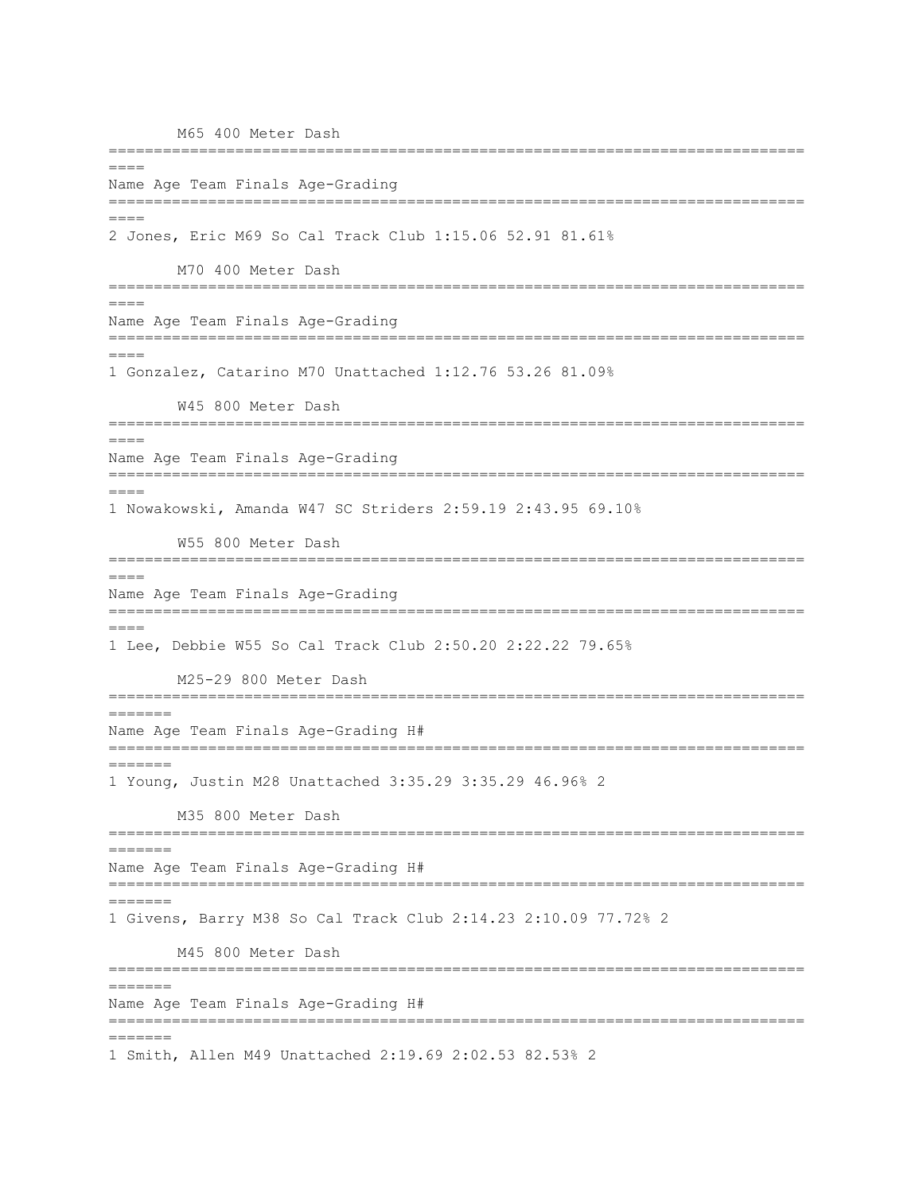M65 400 Meter Dash

| | Name | Age | Team | Finals | | Age-Grading |
|---|---|---|---|---|---|---|
| 2 | Jones, Eric | M69 | So Cal Track Club | 1:15.06 | 52.91 | 81.61% |

M70 400 Meter Dash

| | Name | Age | Team | Finals | | Age-Grading |
|---|---|---|---|---|---|---|
| 1 | Gonzalez, Catarino | M70 | Unattached | 1:12.76 | 53.26 | 81.09% |

W45 800 Meter Dash

| | Name | Age | Team | Finals | | Age-Grading |
|---|---|---|---|---|---|---|
| 1 | Nowakowski, Amanda | W47 | SC Striders | 2:59.19 | 2:43.95 | 69.10% |

W55 800 Meter Dash

| | Name | Age | Team | Finals | | Age-Grading |
|---|---|---|---|---|---|---|
| 1 | Lee, Debbie | W55 | So Cal Track Club | 2:50.20 | 2:22.22 | 79.65% |

M25-29 800 Meter Dash

| | Name | Age | Team | Finals | | Age-Grading | H# |
|---|---|---|---|---|---|---|---|
| 1 | Young, Justin | M28 | Unattached | 3:35.29 | 3:35.29 | 46.96% | 2 |

M35 800 Meter Dash

| | Name | Age | Team | Finals | | Age-Grading | H# |
|---|---|---|---|---|---|---|---|
| 1 | Givens, Barry | M38 | So Cal Track Club | 2:14.23 | 2:10.09 | 77.72% | 2 |

M45 800 Meter Dash

| | Name | Age | Team | Finals | | Age-Grading | H# |
|---|---|---|---|---|---|---|---|
| 1 | Smith, Allen | M49 | Unattached | 2:19.69 | 2:02.53 | 82.53% | 2 |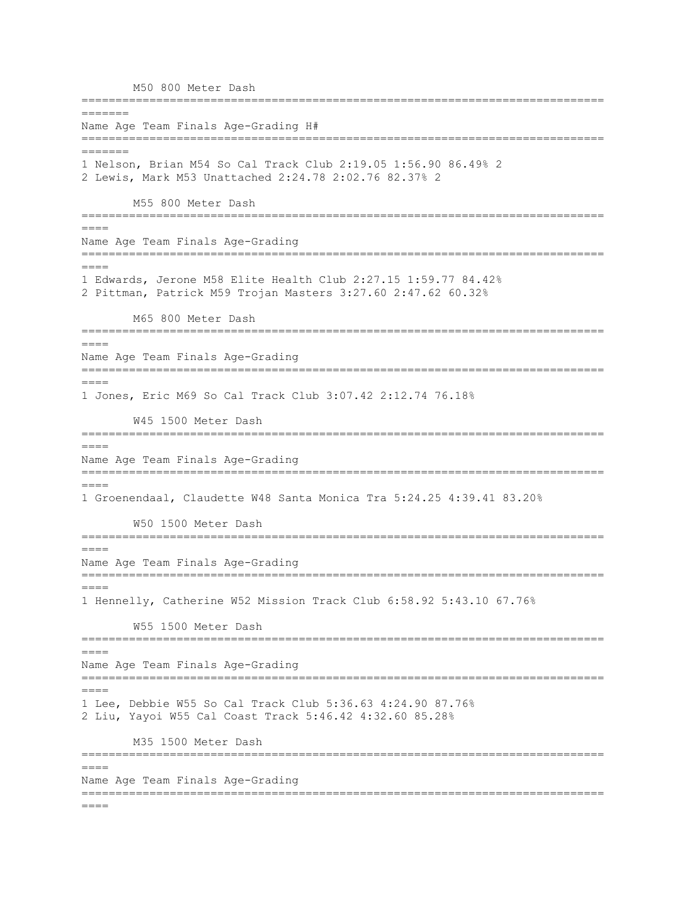### M50 800 Meter Dash

| | Name | Age | Team | Finals | Age-Grading | | H# |
|---|---|---|---|---|---|---|---|
| 1 | Nelson, Brian | M54 | So Cal Track Club | 2:19.05 | 1:56.90 | 86.49% | 2 |
| 2 | Lewis, Mark | M53 | Unattached | 2:24.78 | 2:02.76 | 82.37% | 2 |

### M55 800 Meter Dash

| | Name | Age | Team | Finals | Age-Grading | |
|---|---|---|---|---|---|---|
| 1 | Edwards, Jerone | M58 | Elite Health Club | 2:27.15 | 1:59.77 | 84.42% |
| 2 | Pittman, Patrick | M59 | Trojan Masters | 3:27.60 | 2:47.62 | 60.32% |

### M65 800 Meter Dash

| | Name | Age | Team | Finals | Age-Grading | |
|---|---|---|---|---|---|---|
| 1 | Jones, Eric | M69 | So Cal Track Club | 3:07.42 | 2:12.74 | 76.18% |

### W45 1500 Meter Dash

| | Name | Age | Team | Finals | Age-Grading | |
|---|---|---|---|---|---|---|
| 1 | Groenendaal, Claudette | W48 | Santa Monica Tra | 5:24.25 | 4:39.41 | 83.20% |

### W50 1500 Meter Dash

| | Name | Age | Team | Finals | Age-Grading | |
|---|---|---|---|---|---|---|
| 1 | Hennelly, Catherine | W52 | Mission Track Club | 6:58.92 | 5:43.10 | 67.76% |

### W55 1500 Meter Dash

| | Name | Age | Team | Finals | Age-Grading | |
|---|---|---|---|---|---|---|
| 1 | Lee, Debbie | W55 | So Cal Track Club | 5:36.63 | 4:24.90 | 87.76% |
| 2 | Liu, Yayoi | W55 | Cal Coast Track | 5:46.42 | 4:32.60 | 85.28% |

### M35 1500 Meter Dash

| Name | Age | Team | Finals | Age-Grading |
|---|---|---|---|---|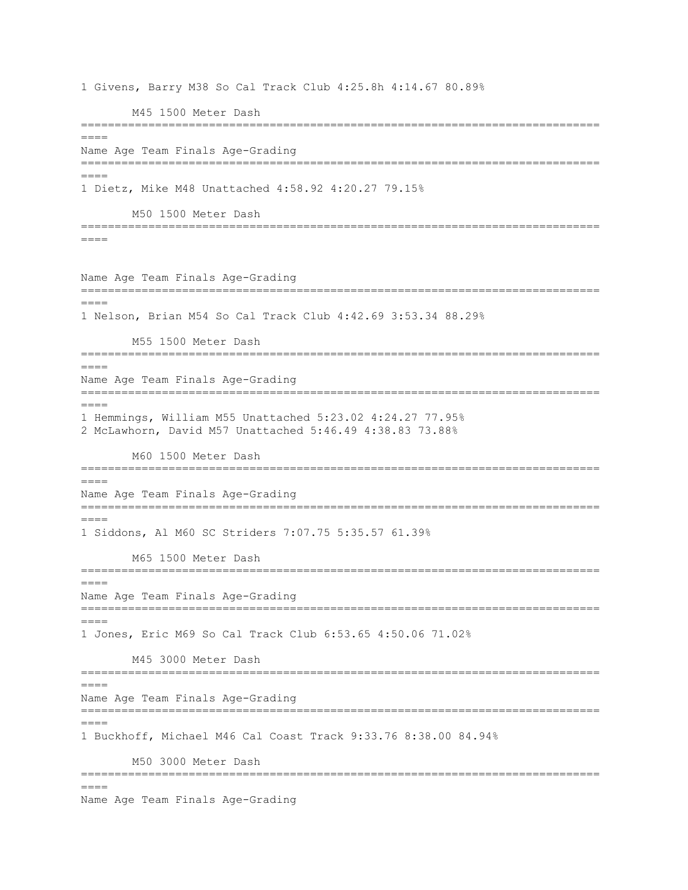1 Givens, Barry M38 So Cal Track Club 4:25.8h 4:14.67 80.89%

### M45 1500 Meter Dash

| Name | Age | Team | Finals | Age-Grading | |
|---|---|---|---|---|---|
| 1 Dietz, Mike | M48 | Unattached | 4:58.92 | 4:20.27 | 79.15% |

### M50 1500 Meter Dash

| Name | Age | Team | Finals | Age-Grading | |
|---|---|---|---|---|---|
| 1 Nelson, Brian | M54 | So Cal Track Club | 4:42.69 | 3:53.34 | 88.29% |

### M55 1500 Meter Dash

| Name | Age | Team | Finals | Age-Grading | |
|---|---|---|---|---|---|
| 1 Hemmings, William | M55 | Unattached | 5:23.02 | 4:24.27 | 77.95% |
| 2 McLawhorn, David | M57 | Unattached | 5:46.49 | 4:38.83 | 73.88% |

### M60 1500 Meter Dash

| Name | Age | Team | Finals | Age-Grading | |
|---|---|---|---|---|---|
| 1 Siddons, Al | M60 | SC Striders | 7:07.75 | 5:35.57 | 61.39% |

### M65 1500 Meter Dash

| Name | Age | Team | Finals | Age-Grading | |
|---|---|---|---|---|---|
| 1 Jones, Eric | M69 | So Cal Track Club | 6:53.65 | 4:50.06 | 71.02% |

### M45 3000 Meter Dash

| Name | Age | Team | Finals | Age-Grading | |
|---|---|---|---|---|---|
| 1 Buckhoff, Michael | M46 | Cal Coast Track | 9:33.76 | 8:38.00 | 84.94% |

### M50 3000 Meter Dash

Name Age Team Finals Age-Grading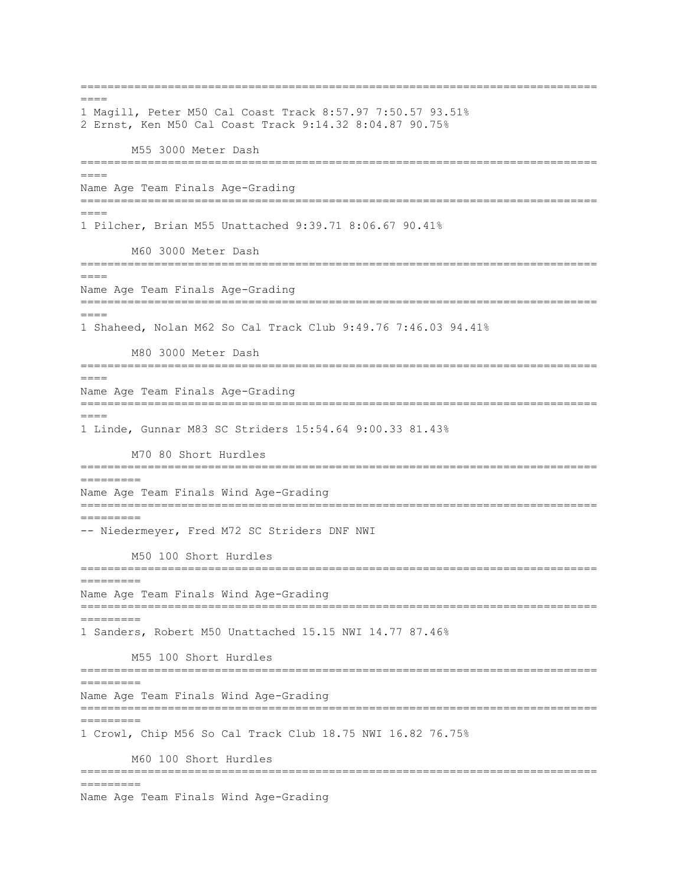1 Magill, Peter M50 Cal Coast Track 8:57.97 7:50.57 93.51%
2 Ernst, Ken M50 Cal Coast Track 9:14.32 8:04.87 90.75%

### M55 3000 Meter Dash

| Place | Name | Age | Team | Finals | Age-Grading | |
|---|---|---|---|---|---|---|
| 1 | Pilcher, Brian | M55 | Unattached | 9:39.71 | 8:06.67 | 90.41% |

### M60 3000 Meter Dash

| Place | Name | Age | Team | Finals | Age-Grading | |
|---|---|---|---|---|---|---|
| 1 | Shaheed, Nolan | M62 | So Cal Track Club | 9:49.76 | 7:46.03 | 94.41% |

### M80 3000 Meter Dash

| Place | Name | Age | Team | Finals | Age-Grading | |
|---|---|---|---|---|---|---|
| 1 | Linde, Gunnar | M83 | SC Striders | 15:54.64 | 9:00.33 | 81.43% |

### M70 80 Short Hurdles

| Place | Name | Age | Team | Finals | Wind | Age-Grading | |
|---|---|---|---|---|---|---|---|
| -- | Niedermeyer, Fred | M72 | SC Striders | DNF | NWI | | |

### M50 100 Short Hurdles

| Place | Name | Age | Team | Finals | Wind | Age-Grading | |
|---|---|---|---|---|---|---|---|
| 1 | Sanders, Robert | M50 | Unattached | 15.15 | NWI | 14.77 | 87.46% |

### M55 100 Short Hurdles

| Place | Name | Age | Team | Finals | Wind | Age-Grading | |
|---|---|---|---|---|---|---|---|
| 1 | Crowl, Chip | M56 | So Cal Track Club | 18.75 | NWI | 16.82 | 76.75% |

### M60 100 Short Hurdles

Name Age Team Finals Wind Age-Grading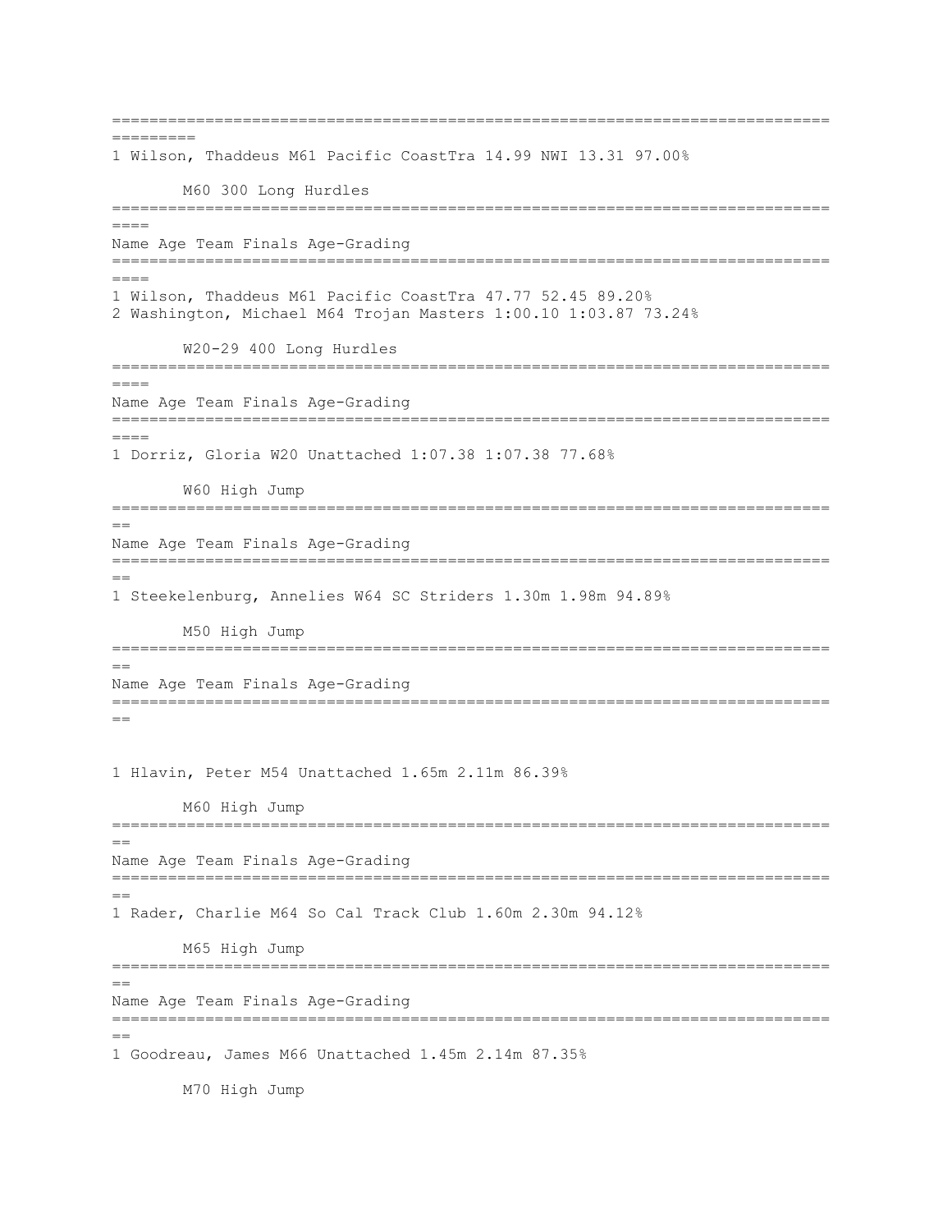1 Wilson, Thaddeus M61 Pacific CoastTra 14.99 NWI 13.31 97.00%

## M60 300 Long Hurdles

| Name | Age | Team | Finals | | Age-Grading |
|---|---|---|---|---|---|
| 1 Wilson, Thaddeus | M61 | Pacific CoastTra | 47.77 | 52.45 | 89.20% |
| 2 Washington, Michael | M64 | Trojan Masters | 1:00.10 | 1:03.87 | 73.24% |

## W20-29 400 Long Hurdles

| Name | Age | Team | Finals | | Age-Grading |
|---|---|---|---|---|---|
| 1 Dorriz, Gloria | W20 | Unattached | 1:07.38 | 1:07.38 | 77.68% |

## W60 High Jump

| Name | Age | Team | Finals | | Age-Grading |
|---|---|---|---|---|---|
| 1 Steekelenburg, Annelies | W64 | SC Striders | 1.30m | 1.98m | 94.89% |

## M50 High Jump

| Name | Age | Team | Finals | | Age-Grading |
|---|---|---|---|---|---|
| 1 Hlavin, Peter | M54 | Unattached | 1.65m | 2.11m | 86.39% |

## M60 High Jump

| Name | Age | Team | Finals | | Age-Grading |
|---|---|---|---|---|---|
| 1 Rader, Charlie | M64 | So Cal Track Club | 1.60m | 2.30m | 94.12% |

## M65 High Jump

| Name | Age | Team | Finals | | Age-Grading |
|---|---|---|---|---|---|
| 1 Goodreau, James | M66 | Unattached | 1.45m | 2.14m | 87.35% |

## M70 High Jump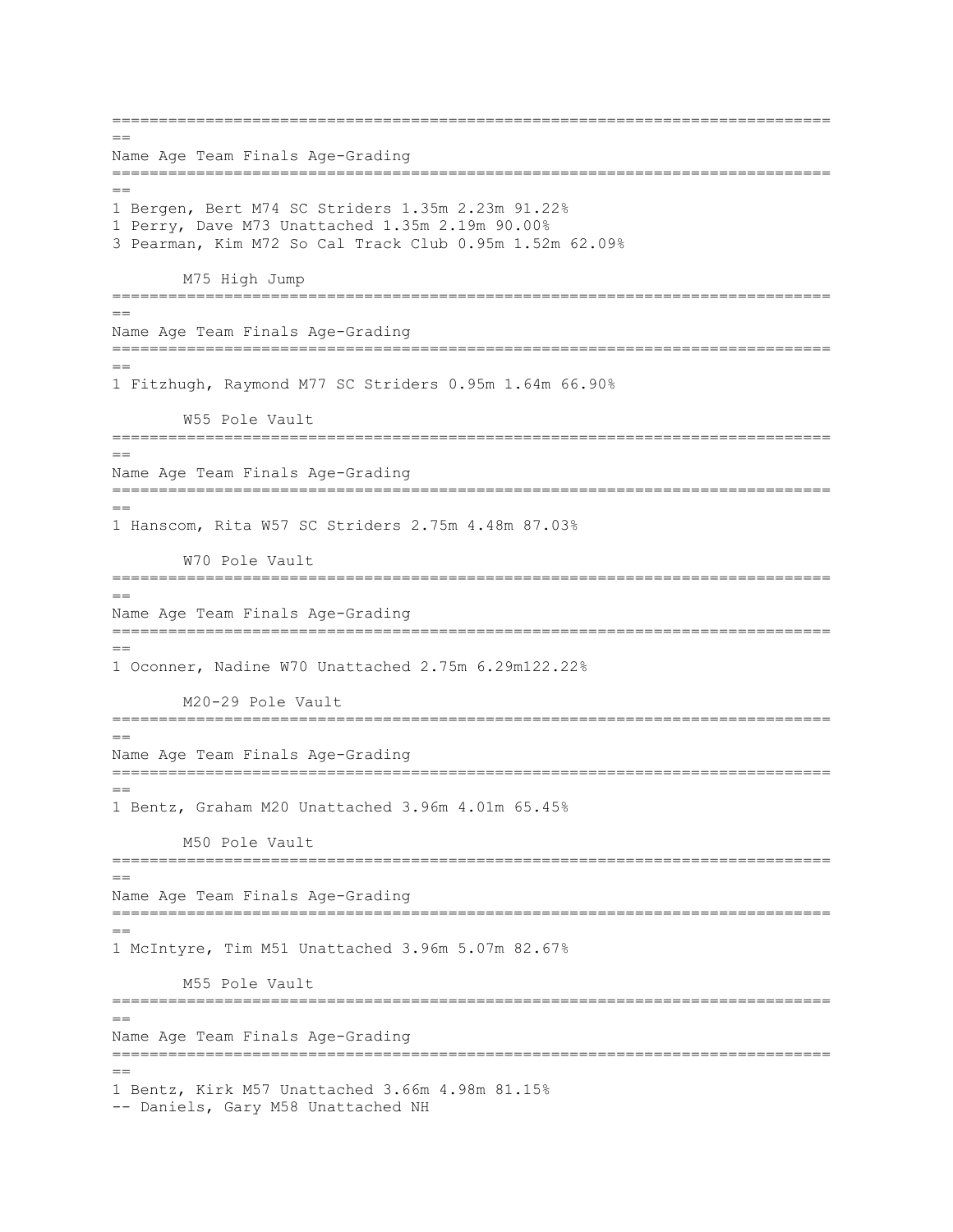| Name | Age | Team | Finals | | Age-Grading |
|---|---|---|---|---|---|
| 1 Bergen, Bert | M74 | SC Striders | 1.35m | 2.23m | 91.22% |
| 1 Perry, Dave | M73 | Unattached | 1.35m | 2.19m | 90.00% |
| 3 Pearman, Kim | M72 | So Cal Track Club | 0.95m | 1.52m | 62.09% |

### M75 High Jump

| Name | Age | Team | Finals | | Age-Grading |
|---|---|---|---|---|---|
| 1 Fitzhugh, Raymond | M77 | SC Striders | 0.95m | 1.64m | 66.90% |

### W55 Pole Vault

| Name | Age | Team | Finals | | Age-Grading |
|---|---|---|---|---|---|
| 1 Hanscom, Rita | W57 | SC Striders | 2.75m | 4.48m | 87.03% |

### W70 Pole Vault

| Name | Age | Team | Finals | | Age-Grading |
|---|---|---|---|---|---|
| 1 Oconner, Nadine | W70 | Unattached | 2.75m | 6.29m | 122.22% |

### M20-29 Pole Vault

| Name | Age | Team | Finals | | Age-Grading |
|---|---|---|---|---|---|
| 1 Bentz, Graham | M20 | Unattached | 3.96m | 4.01m | 65.45% |

### M50 Pole Vault

| Name | Age | Team | Finals | | Age-Grading |
|---|---|---|---|---|---|
| 1 McIntyre, Tim | M51 | Unattached | 3.96m | 5.07m | 82.67% |

### M55 Pole Vault

| Name | Age | Team | Finals | | Age-Grading |
|---|---|---|---|---|---|
| 1 Bentz, Kirk | M57 | Unattached | 3.66m | 4.98m | 81.15% |
| -- Daniels, Gary | M58 | Unattached | NH | | |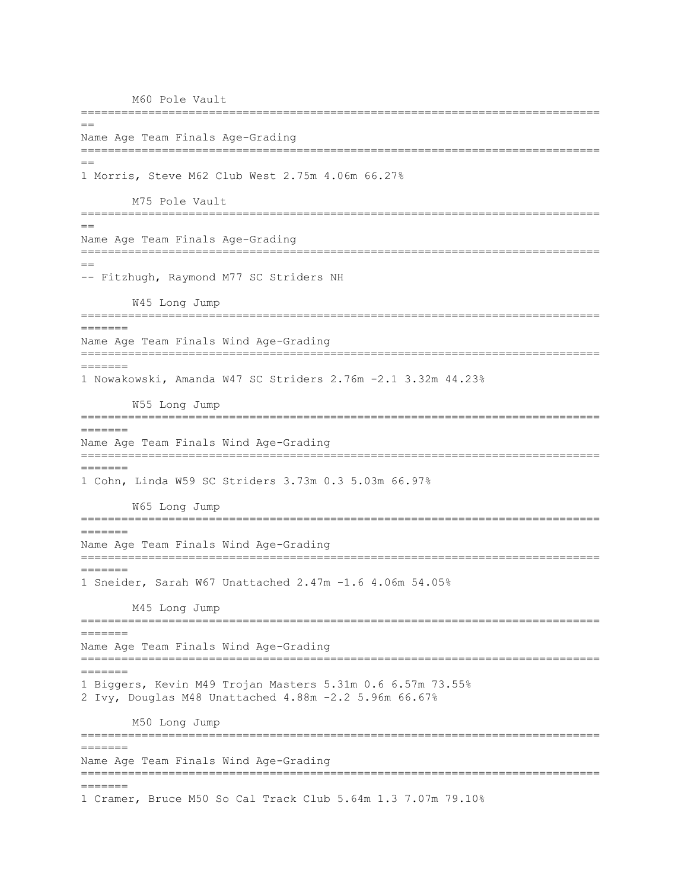## M60 Pole Vault

| | Name | Age | Team | Finals | | Age-Grading |
|---|---|---|---|---|---|---|
| 1 | Morris, Steve | M62 | Club West | 2.75m | 4.06m | 66.27% |

## M75 Pole Vault

| | Name | Age | Team | Finals | Age-Grading |
|---|---|---|---|---|---|
| -- | Fitzhugh, Raymond | M77 | SC Striders | NH | |

## W45 Long Jump

| | Name | Age | Team | Finals | Wind | | Age-Grading |
|---|---|---|---|---|---|---|---|
| 1 | Nowakowski, Amanda | W47 | SC Striders | 2.76m | -2.1 | 3.32m | 44.23% |

## W55 Long Jump

| | Name | Age | Team | Finals | Wind | | Age-Grading |
|---|---|---|---|---|---|---|---|
| 1 | Cohn, Linda | W59 | SC Striders | 3.73m | 0.3 | 5.03m | 66.97% |

## W65 Long Jump

| | Name | Age | Team | Finals | Wind | | Age-Grading |
|---|---|---|---|---|---|---|---|
| 1 | Sneider, Sarah | W67 | Unattached | 2.47m | -1.6 | 4.06m | 54.05% |

## M45 Long Jump

| | Name | Age | Team | Finals | Wind | | Age-Grading |
|---|---|---|---|---|---|---|---|
| 1 | Biggers, Kevin | M49 | Trojan Masters | 5.31m | 0.6 | 6.57m | 73.55% |
| 2 | Ivy, Douglas | M48 | Unattached | 4.88m | -2.2 | 5.96m | 66.67% |

## M50 Long Jump

| | Name | Age | Team | Finals | Wind | | Age-Grading |
|---|---|---|---|---|---|---|---|
| 1 | Cramer, Bruce | M50 | So Cal Track Club | 5.64m | 1.3 | 7.07m | 79.10% |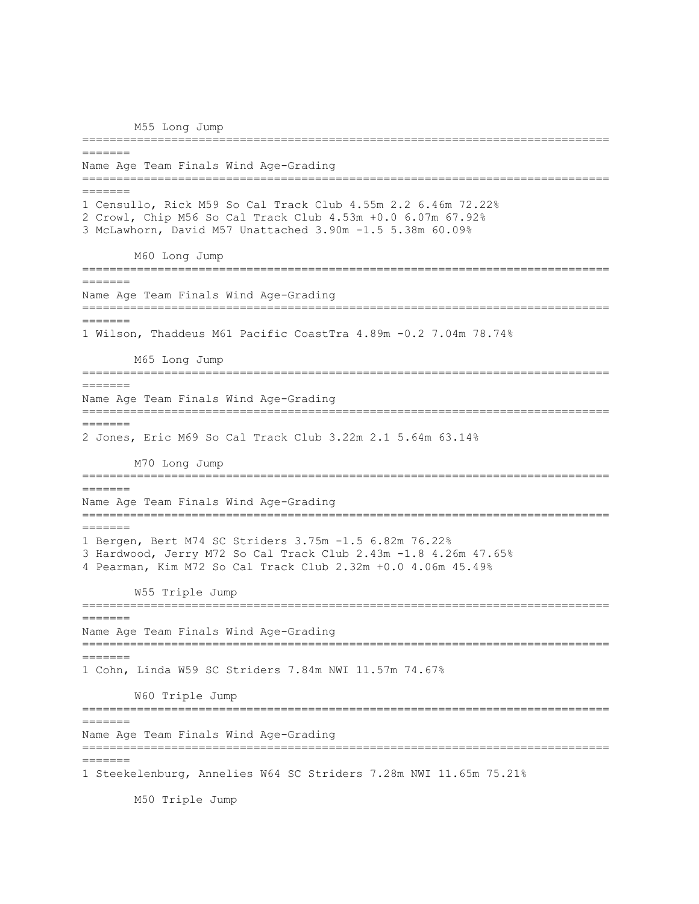### M55 Long Jump

| Place | Name | Age | Team | Finals | Wind | Age-Grading | |
|---|---|---|---|---|---|---|---|
| 1 | Censullo, Rick | M59 | So Cal Track Club | 4.55m | 2.2 | 6.46m | 72.22% |
| 2 | Crowl, Chip | M56 | So Cal Track Club | 4.53m | +0.0 | 6.07m | 67.92% |
| 3 | McLawhorn, David | M57 | Unattached | 3.90m | -1.5 | 5.38m | 60.09% |

### M60 Long Jump

| Place | Name | Age | Team | Finals | Wind | Age-Grading | |
|---|---|---|---|---|---|---|---|
| 1 | Wilson, Thaddeus | M61 | Pacific CoastTra | 4.89m | -0.2 | 7.04m | 78.74% |

### M65 Long Jump

| Place | Name | Age | Team | Finals | Wind | Age-Grading | |
|---|---|---|---|---|---|---|---|
| 2 | Jones, Eric | M69 | So Cal Track Club | 3.22m | 2.1 | 5.64m | 63.14% |

### M70 Long Jump

| Place | Name | Age | Team | Finals | Wind | Age-Grading | |
|---|---|---|---|---|---|---|---|
| 1 | Bergen, Bert | M74 | SC Striders | 3.75m | -1.5 | 6.82m | 76.22% |
| 3 | Hardwood, Jerry | M72 | So Cal Track Club | 2.43m | -1.8 | 4.26m | 47.65% |
| 4 | Pearman, Kim | M72 | So Cal Track Club | 2.32m | +0.0 | 4.06m | 45.49% |

### W55 Triple Jump

| Place | Name | Age | Team | Finals | Wind | Age-Grading | |
|---|---|---|---|---|---|---|---|
| 1 | Cohn, Linda | W59 | SC Striders | 7.84m | NWI | 11.57m | 74.67% |

### W60 Triple Jump

| Place | Name | Age | Team | Finals | Wind | Age-Grading | |
|---|---|---|---|---|---|---|---|
| 1 | Steekelenburg, Annelies | W64 | SC Striders | 7.28m | NWI | 11.65m | 75.21% |

### M50 Triple Jump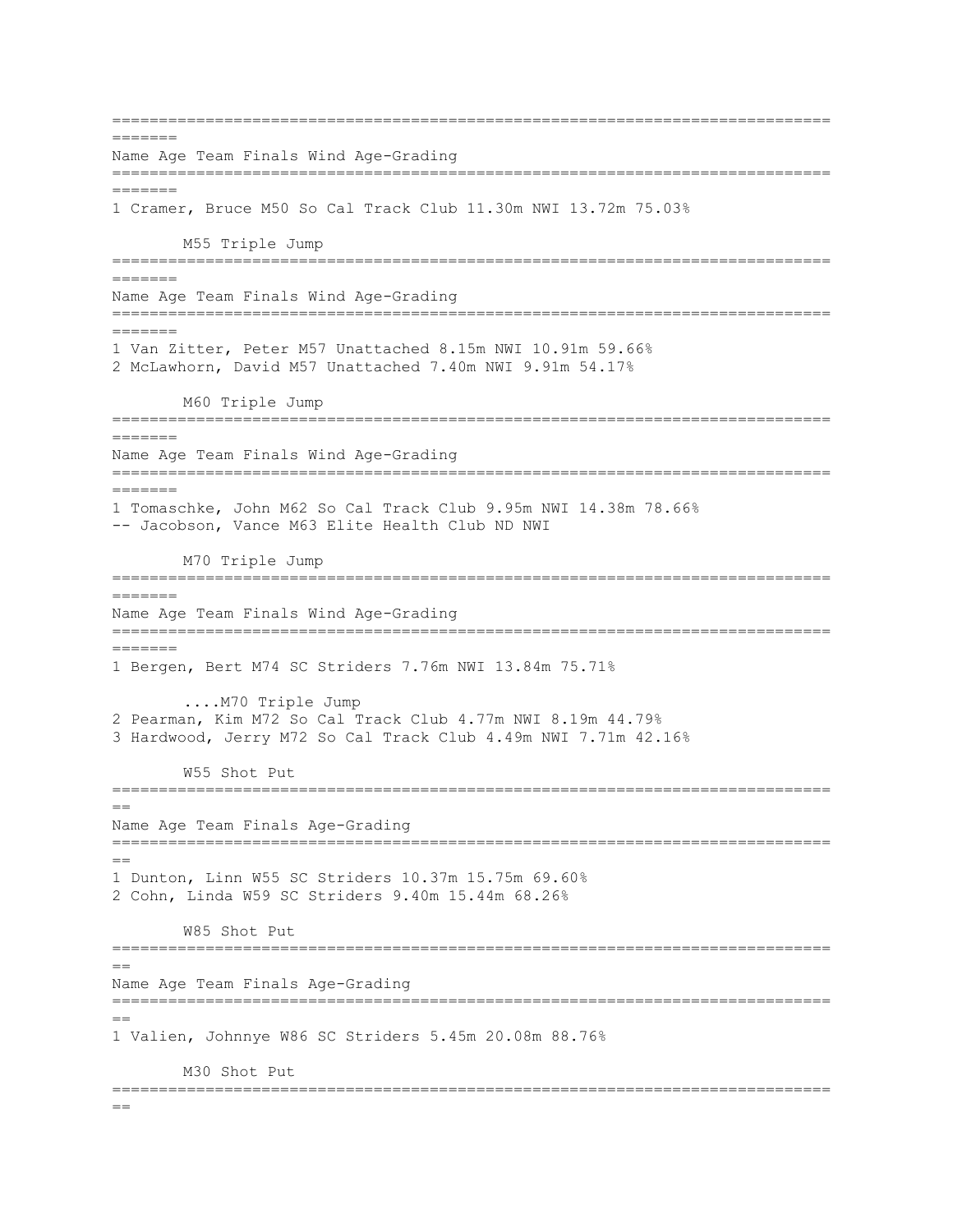| Name | Age | Team | Finals | Wind | Age-Grading | |
|---|---|---|---|---|---|---|
| 1 Cramer, Bruce | M50 | So Cal Track Club | 11.30m | NWI | 13.72m | 75.03% |

### M55 Triple Jump

| Name | Age | Team | Finals | Wind | Age-Grading | |
|---|---|---|---|---|---|---|
| 1 Van Zitter, Peter | M57 | Unattached | 8.15m | NWI | 10.91m | 59.66% |
| 2 McLawhorn, David | M57 | Unattached | 7.40m | NWI | 9.91m | 54.17% |

### M60 Triple Jump

| Name | Age | Team | Finals | Wind | Age-Grading | |
|---|---|---|---|---|---|---|
| 1 Tomaschke, John | M62 | So Cal Track Club | 9.95m | NWI | 14.38m | 78.66% |
| -- Jacobson, Vance | M63 | Elite Health Club | ND | NWI | | |

### M70 Triple Jump

| Name | Age | Team | Finals | Wind | Age-Grading | |
|---|---|---|---|---|---|---|
| 1 Bergen, Bert | M74 | SC Striders | 7.76m | NWI | 13.84m | 75.71% |
| 2 Pearman, Kim | M72 | So Cal Track Club | 4.77m | NWI | 8.19m | 44.79% |
| 3 Hardwood, Jerry | M72 | So Cal Track Club | 4.49m | NWI | 7.71m | 42.16% |

### W55 Shot Put

| Name | Age | Team | Finals | Age-Grading | |
|---|---|---|---|---|---|
| 1 Dunton, Linn | W55 | SC Striders | 10.37m | 15.75m | 69.60% |
| 2 Cohn, Linda | W59 | SC Striders | 9.40m | 15.44m | 68.26% |

### W85 Shot Put

| Name | Age | Team | Finals | Age-Grading | |
|---|---|---|---|---|---|
| 1 Valien, Johnnye | W86 | SC Striders | 5.45m | 20.08m | 88.76% |

### M30 Shot Put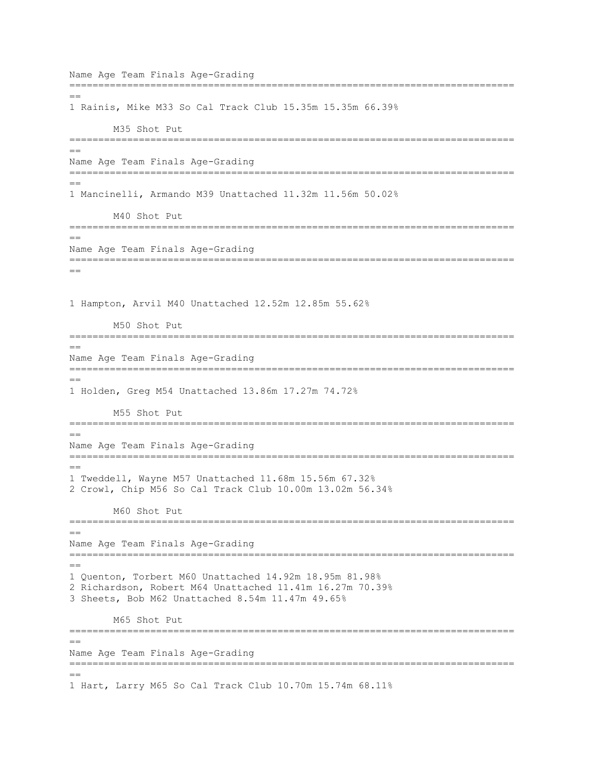| Name | Age | Team | Finals | | Age-Grading |
|---|---|---|---|---|---|
| 1 Rainis, Mike | M33 | So Cal Track Club | 15.35m | 15.35m | 66.39% |

## M35 Shot Put

| Name | Age | Team | Finals | | Age-Grading |
|---|---|---|---|---|---|
| 1 Mancinelli, Armando | M39 | Unattached | 11.32m | 11.56m | 50.02% |

## M40 Shot Put

| Name | Age | Team | Finals | | Age-Grading |
|---|---|---|---|---|---|
| 1 Hampton, Arvil | M40 | Unattached | 12.52m | 12.85m | 55.62% |

## M50 Shot Put

| Name | Age | Team | Finals | | Age-Grading |
|---|---|---|---|---|---|
| 1 Holden, Greg | M54 | Unattached | 13.86m | 17.27m | 74.72% |

## M55 Shot Put

| Name | Age | Team | Finals | | Age-Grading |
|---|---|---|---|---|---|
| 1 Tweddell, Wayne | M57 | Unattached | 11.68m | 15.56m | 67.32% |
| 2 Crowl, Chip | M56 | So Cal Track Club | 10.00m | 13.02m | 56.34% |

## M60 Shot Put

| Name | Age | Team | Finals | | Age-Grading |
|---|---|---|---|---|---|
| 1 Quenton, Torbert | M60 | Unattached | 14.92m | 18.95m | 81.98% |
| 2 Richardson, Robert | M64 | Unattached | 11.41m | 16.27m | 70.39% |
| 3 Sheets, Bob | M62 | Unattached | 8.54m | 11.47m | 49.65% |

## M65 Shot Put

| Name | Age | Team | Finals | | Age-Grading |
|---|---|---|---|---|---|
| 1 Hart, Larry | M65 | So Cal Track Club | 10.70m | 15.74m | 68.11% |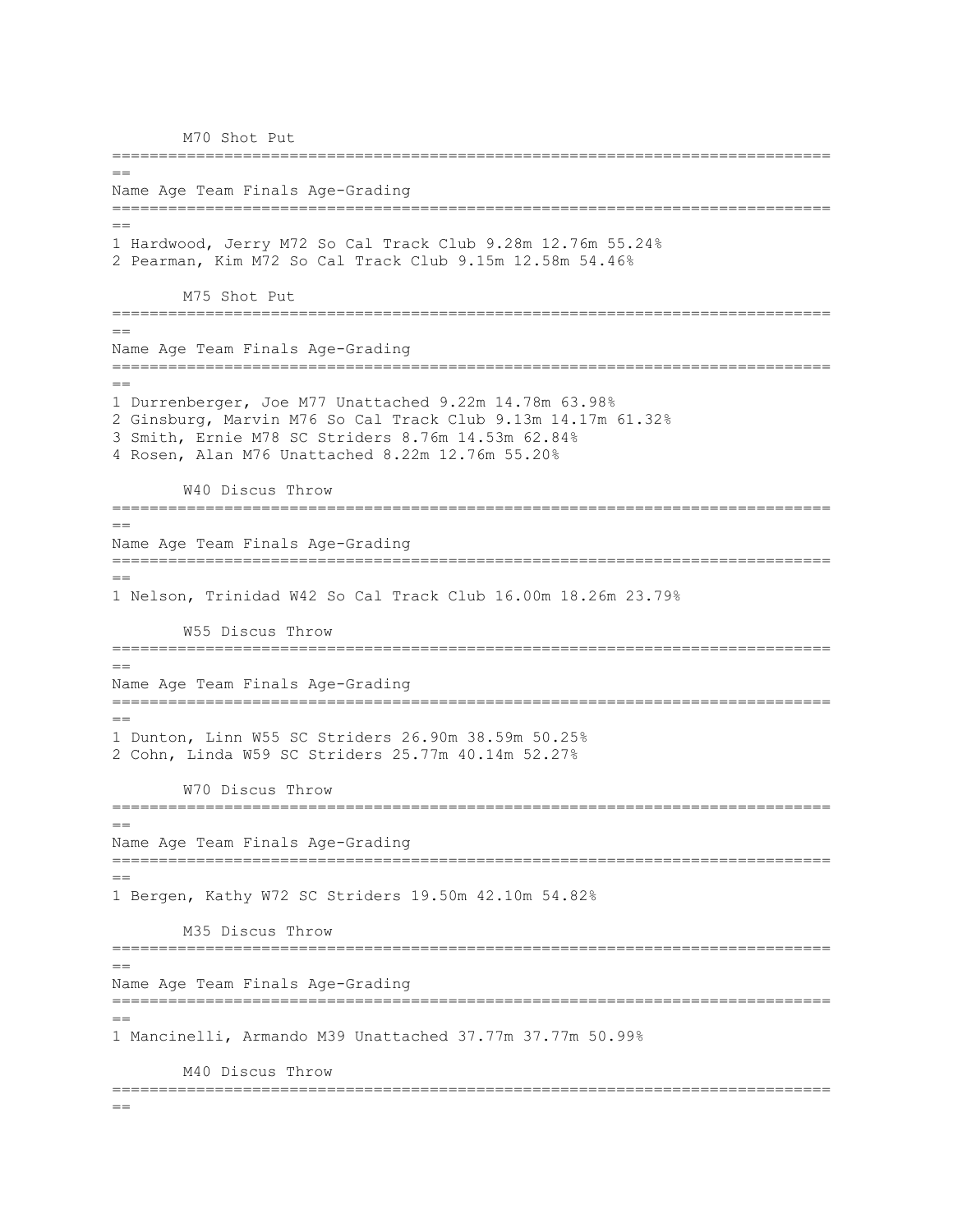M70 Shot Put

| Name | Age | Team | Finals | Age-Grading | |
|---|---|---|---|---|---|
| 1 Hardwood, Jerry | M72 | So Cal Track Club | 9.28m | 12.76m | 55.24% |
| 2 Pearman, Kim | M72 | So Cal Track Club | 9.15m | 12.58m | 54.46% |

M75 Shot Put

| Name | Age | Team | Finals | Age-Grading | |
|---|---|---|---|---|---|
| 1 Durrenberger, Joe | M77 | Unattached | 9.22m | 14.78m | 63.98% |
| 2 Ginsburg, Marvin | M76 | So Cal Track Club | 9.13m | 14.17m | 61.32% |
| 3 Smith, Ernie | M78 | SC Striders | 8.76m | 14.53m | 62.84% |
| 4 Rosen, Alan | M76 | Unattached | 8.22m | 12.76m | 55.20% |

W40 Discus Throw

| Name | Age | Team | Finals | Age-Grading | |
|---|---|---|---|---|---|
| 1 Nelson, Trinidad | W42 | So Cal Track Club | 16.00m | 18.26m | 23.79% |

W55 Discus Throw

| Name | Age | Team | Finals | Age-Grading | |
|---|---|---|---|---|---|
| 1 Dunton, Linn | W55 | SC Striders | 26.90m | 38.59m | 50.25% |
| 2 Cohn, Linda | W59 | SC Striders | 25.77m | 40.14m | 52.27% |

W70 Discus Throw

| Name | Age | Team | Finals | Age-Grading | |
|---|---|---|---|---|---|
| 1 Bergen, Kathy | W72 | SC Striders | 19.50m | 42.10m | 54.82% |

M35 Discus Throw

| Name | Age | Team | Finals | Age-Grading | |
|---|---|---|---|---|---|
| 1 Mancinelli, Armando | M39 | Unattached | 37.77m | 37.77m | 50.99% |

M40 Discus Throw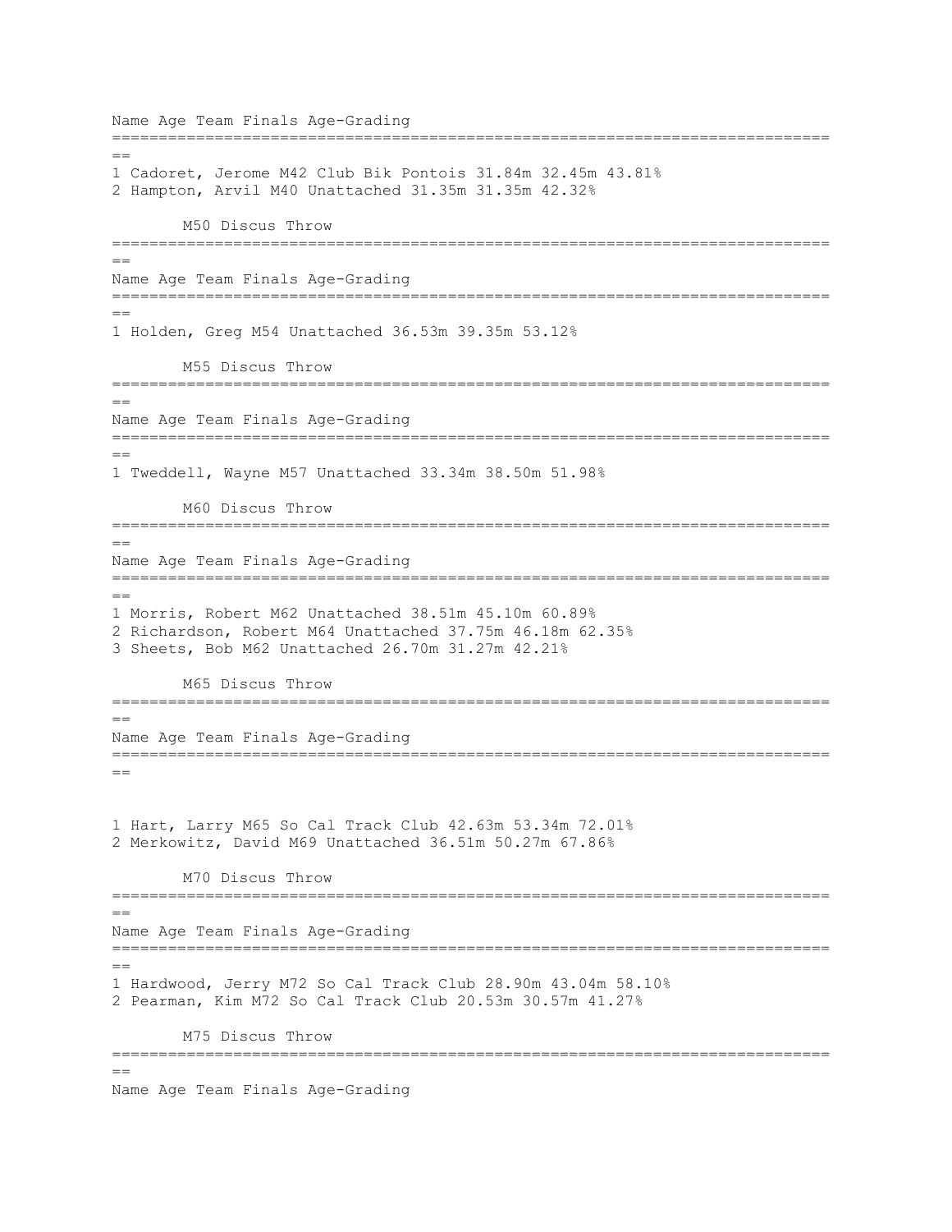| Name | Age | Team | Finals | | Age-Grading |
|---|---|---|---|---|---|
| 1 Cadoret, Jerome | M42 | Club Bik Pontois | 31.84m | 32.45m | 43.81% |
| 2 Hampton, Arvil | M40 | Unattached | 31.35m | 31.35m | 42.32% |

## M50 Discus Throw

| Name | Age | Team | Finals | | Age-Grading |
|---|---|---|---|---|---|
| 1 Holden, Greg | M54 | Unattached | 36.53m | 39.35m | 53.12% |

## M55 Discus Throw

| Name | Age | Team | Finals | | Age-Grading |
|---|---|---|---|---|---|
| 1 Tweddell, Wayne | M57 | Unattached | 33.34m | 38.50m | 51.98% |

## M60 Discus Throw

| Name | Age | Team | Finals | | Age-Grading |
|---|---|---|---|---|---|
| 1 Morris, Robert | M62 | Unattached | 38.51m | 45.10m | 60.89% |
| 2 Richardson, Robert | M64 | Unattached | 37.75m | 46.18m | 62.35% |
| 3 Sheets, Bob | M62 | Unattached | 26.70m | 31.27m | 42.21% |

## M65 Discus Throw

| Name | Age | Team | Finals | | Age-Grading |
|---|---|---|---|---|---|
| 1 Hart, Larry | M65 | So Cal Track Club | 42.63m | 53.34m | 72.01% |
| 2 Merkowitz, David | M69 | Unattached | 36.51m | 50.27m | 67.86% |

## M70 Discus Throw

| Name | Age | Team | Finals | | Age-Grading |
|---|---|---|---|---|---|
| 1 Hardwood, Jerry | M72 | So Cal Track Club | 28.90m | 43.04m | 58.10% |
| 2 Pearman, Kim | M72 | So Cal Track Club | 20.53m | 30.57m | 41.27% |

## M75 Discus Throw

| Name | Age | Team | Finals | | Age-Grading |
|---|---|---|---|---|---|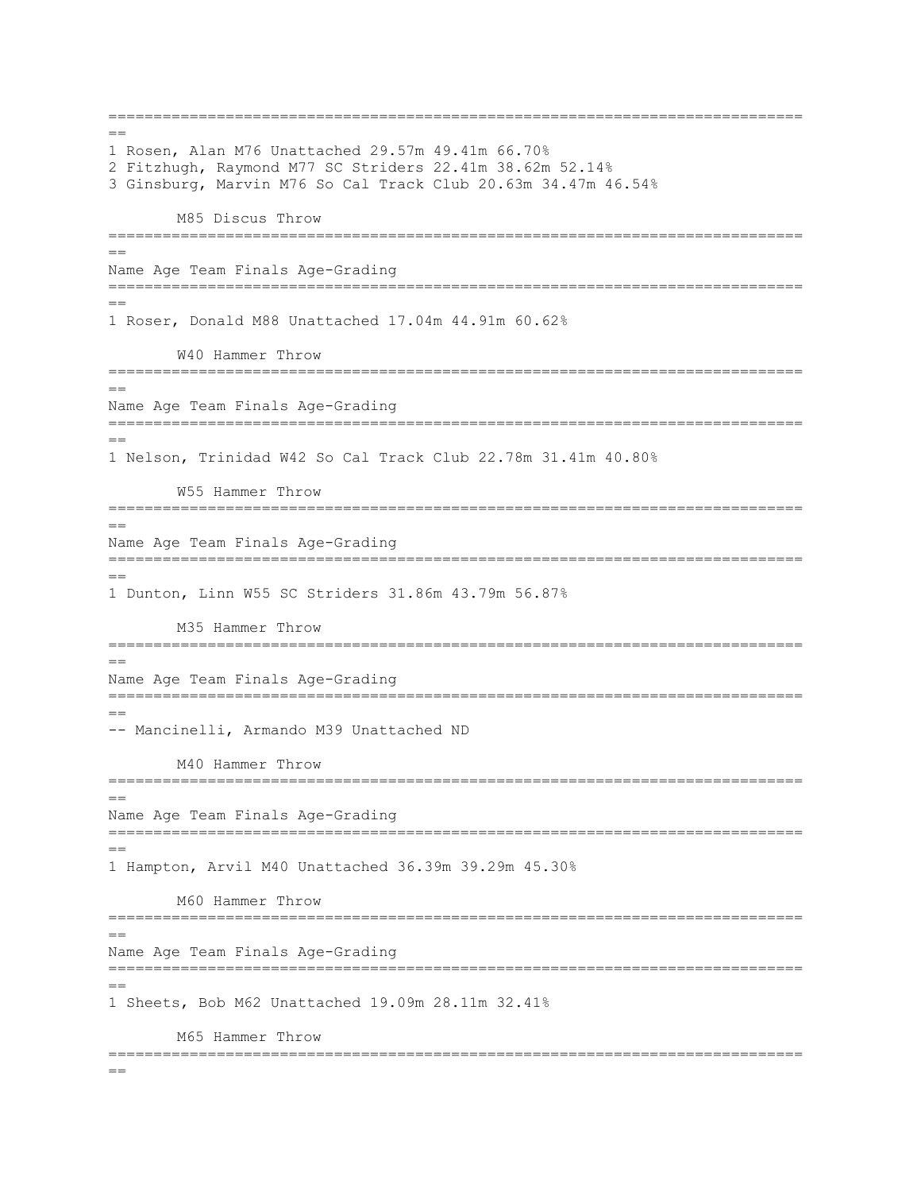1 Rosen, Alan M76 Unattached 29.57m 49.41m 66.70%
2 Fitzhugh, Raymond M77 SC Striders 22.41m 38.62m 52.14%
3 Ginsburg, Marvin M76 So Cal Track Club 20.63m 34.47m 46.54%

### M85 Discus Throw

| Name | Age | Team | Finals | Age-Grading |
|---|---|---|---|---|

1 Roser, Donald M88 Unattached 17.04m 44.91m 60.62%

### W40 Hammer Throw

| Name | Age | Team | Finals | Age-Grading |
|---|---|---|---|---|

1 Nelson, Trinidad W42 So Cal Track Club 22.78m 31.41m 40.80%

### W55 Hammer Throw

| Name | Age | Team | Finals | Age-Grading |
|---|---|---|---|---|

1 Dunton, Linn W55 SC Striders 31.86m 43.79m 56.87%

### M35 Hammer Throw

| Name | Age | Team | Finals | Age-Grading |
|---|---|---|---|---|

-- Mancinelli, Armando M39 Unattached ND

### M40 Hammer Throw

| Name | Age | Team | Finals | Age-Grading |
|---|---|---|---|---|

1 Hampton, Arvil M40 Unattached 36.39m 39.29m 45.30%

### M60 Hammer Throw

| Name | Age | Team | Finals | Age-Grading |
|---|---|---|---|---|

1 Sheets, Bob M62 Unattached 19.09m 28.11m 32.41%

### M65 Hammer Throw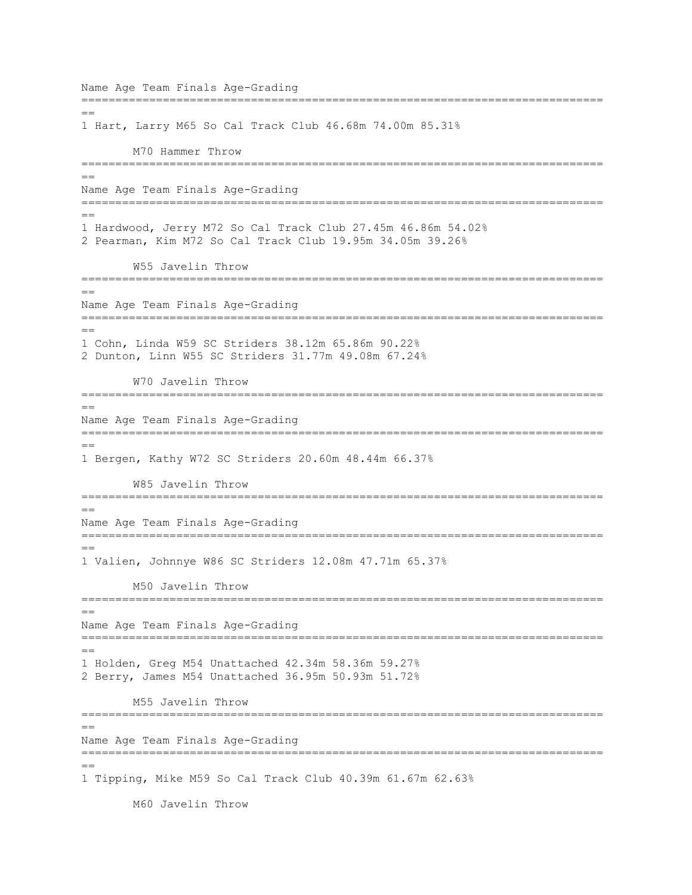Name Age Team Finals Age-Grading
==============================================================================
==
1 Hart, Larry M65 So Cal Track Club 46.68m 74.00m 85.31%

## M70 Hammer Throw

==============================================================================
==
Name Age Team Finals Age-Grading
==============================================================================
==
1 Hardwood, Jerry M72 So Cal Track Club 27.45m 46.86m 54.02%
2 Pearman, Kim M72 So Cal Track Club 19.95m 34.05m 39.26%

## W55 Javelin Throw

==============================================================================
==
Name Age Team Finals Age-Grading
==============================================================================
==
1 Cohn, Linda W59 SC Striders 38.12m 65.86m 90.22%
2 Dunton, Linn W55 SC Striders 31.77m 49.08m 67.24%

## W70 Javelin Throw

==============================================================================
==
Name Age Team Finals Age-Grading
==============================================================================
==
1 Bergen, Kathy W72 SC Striders 20.60m 48.44m 66.37%

## W85 Javelin Throw

==============================================================================
==
Name Age Team Finals Age-Grading
==============================================================================
==
1 Valien, Johnnye W86 SC Striders 12.08m 47.71m 65.37%

## M50 Javelin Throw

==============================================================================
==
Name Age Team Finals Age-Grading
==============================================================================
==
1 Holden, Greg M54 Unattached 42.34m 58.36m 59.27%
2 Berry, James M54 Unattached 36.95m 50.93m 51.72%

## M55 Javelin Throw

==============================================================================
==
Name Age Team Finals Age-Grading
==============================================================================
==
1 Tipping, Mike M59 So Cal Track Club 40.39m 61.67m 62.63%

## M60 Javelin Throw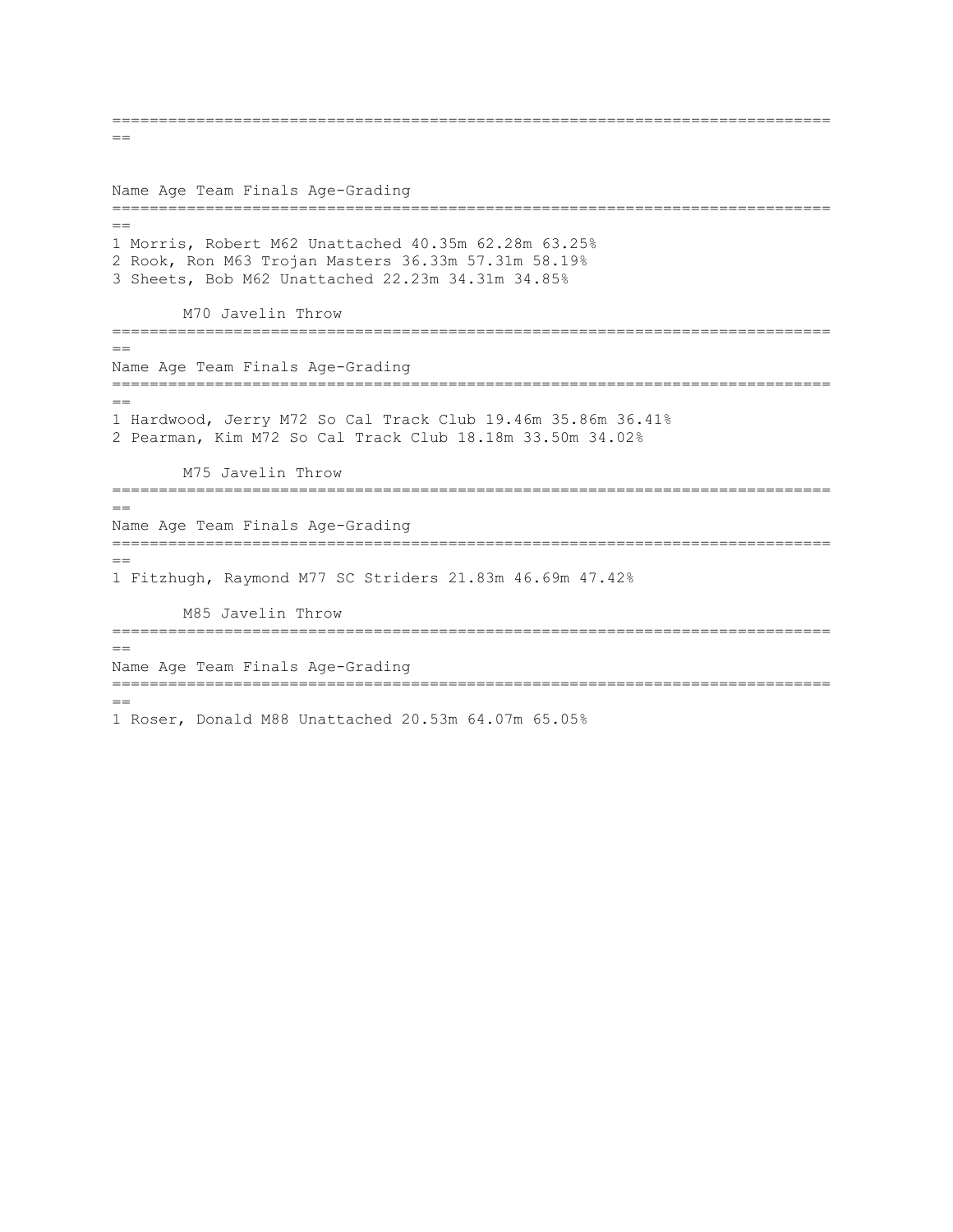===============================================================================
==

Name Age Team Finals Age-Grading

===============================================================================
==

1 Morris, Robert M62 Unattached 40.35m 62.28m 63.25%

2 Rook, Ron M63 Trojan Masters 36.33m 57.31m 58.19%

3 Sheets, Bob M62 Unattached 22.23m 34.31m 34.85%

M70 Javelin Throw

===============================================================================
==

Name Age Team Finals Age-Grading

===============================================================================
==

1 Hardwood, Jerry M72 So Cal Track Club 19.46m 35.86m 36.41%

2 Pearman, Kim M72 So Cal Track Club 18.18m 33.50m 34.02%

M75 Javelin Throw

===============================================================================
==

Name Age Team Finals Age-Grading

===============================================================================
==

1 Fitzhugh, Raymond M77 SC Striders 21.83m 46.69m 47.42%

M85 Javelin Throw

===============================================================================
==

Name Age Team Finals Age-Grading

===============================================================================
==

1 Roser, Donald M88 Unattached 20.53m 64.07m 65.05%